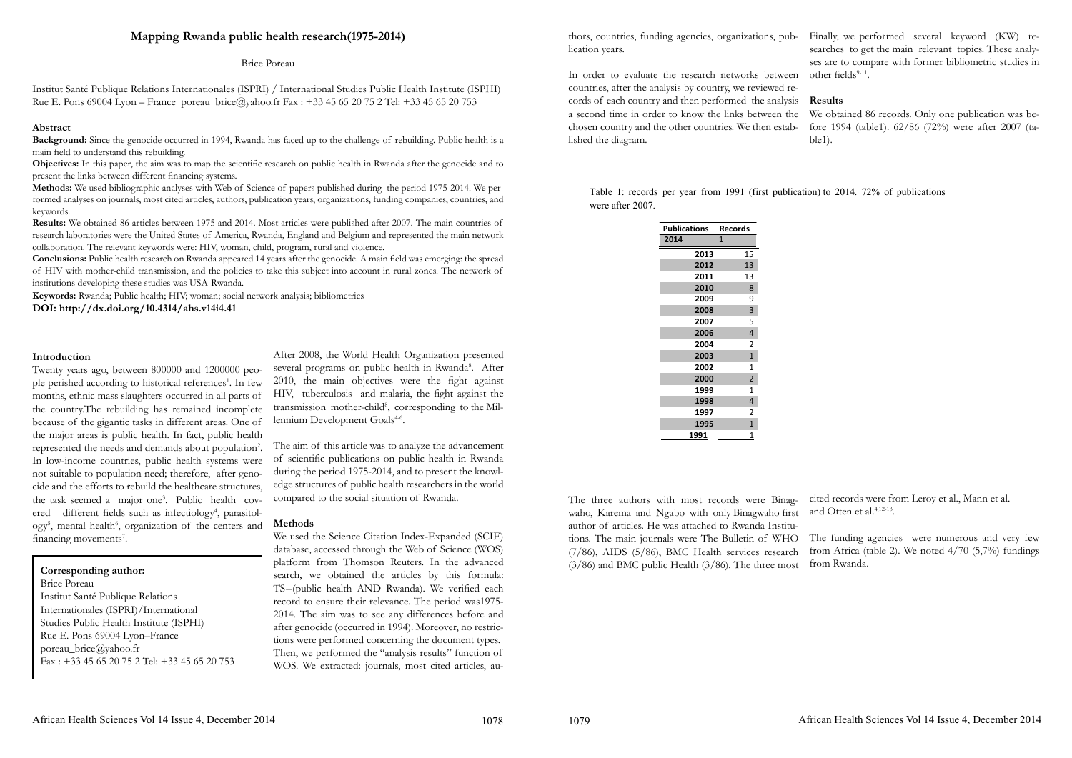# Mapping Rwanda public health research(1975-2014)

Brice Poreau

Institut Santé Publique Relations Internationales (ISPRI) / International Studies Public Health Institute (ISPHI) Rue E. Pons 69004 Lyon – France poreau_brice@yahoo.fr Fax : +33 45 65 20 75 2 Tel: +33 45 65 20 753

## Abstract

**Background:** Since the genocide occurred in 1994, Rwanda has faced up to the challenge of rebuilding. Public health is a main field to understand this rebuilding.

**Objectives:** In this paper, the aim was to map the scientific research on public health in Rwanda after the genocide and to present the links between different financing systems.

**Methods:** We used bibliographic analyses with Web of Science of papers published during the period 1975-2014. We performed analyses on journals, most cited articles, authors, publication years, organizations, funding companies, countries, and keywords.

**Results:** We obtained 86 articles between 1975 and 2014. Most articles were published after 2007. The main countries of research laboratories were the United States of America, Rwanda, England and Belgium and represented the main network collaboration. The relevant keywords were: HIV, woman, child, program, rural and violence.

**Conclusions:** Public health research on Rwanda appeared 14 years after the genocide. A main field was emerging: the spread of HIV with mother-child transmission, and the policies to take this subject into account in rural zones. The network of institutions developing these studies was USA-Rwanda.

**Keywords:** Rwanda; Public health; HIV; woman; social network analysis; bibliometrics

**DOI: http://dx.doi.org/10.4314/ahs.v14i4.41**

**Corresponding author:**
Brice Poreau
Institut Santé Publique Relations Internationales (ISPRI)/International Studies Public Health Institute (ISPHI)
Rue E. Pons 69004 Lyon–France
poreau_brice@yahoo.fr
Fax : +33 45 65 20 75 2 Tel: +33 45 65 20 753

## Introduction

Twenty years ago, between 800000 and 1200000 people perished according to historical references[1]. In few months, ethnic mass slaughters occurred in all parts of the country.The rebuilding has remained incomplete because of the gigantic tasks in different areas. One of the major areas is public health. In fact, public health represented the needs and demands about population[2]. In low-income countries, public health systems were not suitable to population need; therefore, after genocide and the efforts to rebuild the healthcare structures, the task seemed a major one[3]. Public health covered different fields such as infectiology[4], parasitology[5], mental health[6], organization of the centers and financing movements[7].

After 2008, the World Health Organization presented several programs on public health in Rwanda[8]. After 2010, the main objectives were the fight against HIV, tuberculosis and malaria, the fight against the transmission mother-child[8], corresponding to the Millennium Development Goals[4-6].

The aim of this article was to analyze the advancement of scientific publications on public health in Rwanda during the period 1975-2014, and to present the knowledge structures of public health researchers in the world compared to the social situation of Rwanda.

## Methods

We used the Science Citation Index-Expanded (SCIE) database, accessed through the Web of Science (WOS) platform from Thomson Reuters. In the advanced search, we obtained the articles by this formula: TS=(public health AND Rwanda). We verified each record to ensure their relevance. The period was1975-2014. The aim was to see any differences before and after genocide (occurred in 1994). Moreover, no restrictions were performed concerning the document types. Then, we performed the "analysis results" function of WOS. We extracted: journals, most cited articles, authors, countries, funding agencies, organizations, publication years.

In order to evaluate the research networks between countries, after the analysis by country, we reviewed records of each country and then performed the analysis a second time in order to know the links between the chosen country and the other countries. We then established the diagram.

Finally, we performed several keyword (KW) researches to get the main relevant topics. These analyses are to compare with former bibliometric studies in other fields[9-11].

## Results

We obtained 86 records. Only one publication was before 1994 (table1). 62/86 (72%) were after 2007 (table1).

Table 1: records per year from 1991 (first publication) to 2014. 72% of publications were after 2007.

| Publications | Records |
|---|---|
| 2014 | 1 |
| 2013 | 15 |
| 2012 | 13 |
| 2011 | 13 |
| 2010 | 8 |
| 2009 | 9 |
| 2008 | 3 |
| 2007 | 5 |
| 2006 | 4 |
| 2004 | 2 |
| 2003 | 1 |
| 2002 | 1 |
| 2000 | 2 |
| 1999 | 1 |
| 1998 | 4 |
| 1997 | 2 |
| 1995 | 1 |
| 1991 | 1 |

The three authors with most records were Binagwaho, Karema and Ngabo with only Binagwaho first author of articles. He was attached to Rwanda Institutions. The main journals were The Bulletin of WHO (7/86), AIDS (5/86), BMC Health services research (3/86) and BMC public Health (3/86). The three most cited records were from Leroy et al., Mann et al. and Otten et al.[4,12-13].

The funding agencies were numerous and very few from Africa (table 2). We noted 4/70 (5,7%) fundings from Rwanda.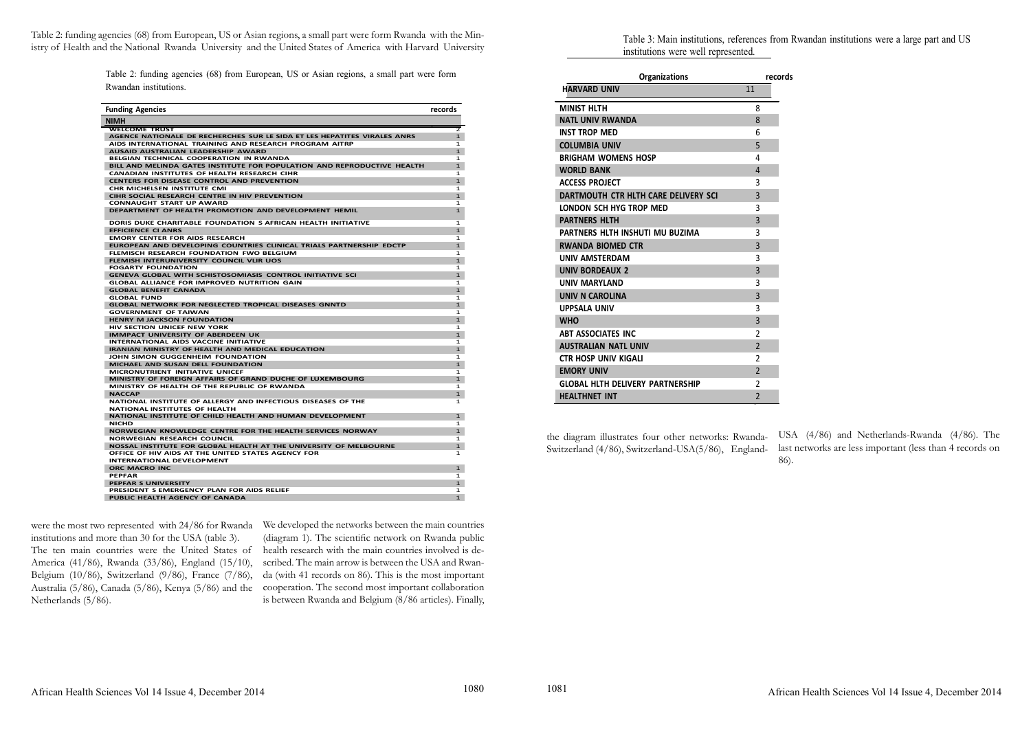Table 2: funding agencies (68) from European, US or Asian regions, a small part were form Rwanda with the Ministry of Health and the National Rwanda University and the United States of America with Harvard University

Table 2: funding agencies (68) from European, US or Asian regions, a small part were form Rwandan institutions.

| Funding Agencies | records |
|---|---|
| NIMH | |
| WELCOME TRUST | 2 |
| AGENCE NATIONALE DE RECHERCHES SUR LE SIDA ET LES HEPATITES VIRALES ANRS | 1 |
| AIDS INTERNATIONAL TRAINING AND RESEARCH PROGRAM AITRP | 1 |
| AUSAID AUSTRALIAN LEADERSHIP AWARD | 1 |
| BELGIAN TECHNICAL COOPERATION IN RWANDA | 1 |
| BILL AND MELINDA GATES INSTITUTE FOR POPULATION AND REPRODUCTIVE HEALTH | 1 |
| CANADIAN INSTITUTES OF HEALTH RESEARCH CIHR | 1 |
| CENTERS FOR DISEASE CONTROL AND PREVENTION | 1 |
| CHR MICHELSEN INSTITUTE CMI | 1 |
| CIHR SOCIAL RESEARCH CENTRE IN HIV PREVENTION | 1 |
| CONNAUGHT START UP AWARD | 1 |
| DEPARTMENT OF HEALTH PROMOTION AND DEVELOPMENT HEMIL | 1 |
| DORIS DUKE CHARITABLE FOUNDATION S AFRICAN HEALTH INITIATIVE | 1 |
| EFFICIENCE CI ANRS | 1 |
| EMORY CENTER FOR AIDS RESEARCH | 1 |
| EUROPEAN AND DEVELOPING COUNTRIES CLINICAL TRIALS PARTNERSHIP EDCTP | 1 |
| FLEMISCH RESEARCH FOUNDATION FWO BELGIUM | 1 |
| FLEMISH INTERUNIVERSITY COUNCIL VLIR UOS | 1 |
| FOGARTY FOUNDATION | 1 |
| GENEVA GLOBAL WITH SCHISTOSOMIASIS CONTROL INITIATIVE SCI | 1 |
| GLOBAL ALLIANCE FOR IMPROVED NUTRITION GAIN | 1 |
| GLOBAL BENEFIT CANADA | 1 |
| GLOBAL FUND | 1 |
| GLOBAL NETWORK FOR NEGLECTED TROPICAL DISEASES GNNTD | 1 |
| GOVERNMENT OF TAIWAN | 1 |
| HENRY M JACKSON FOUNDATION | 1 |
| HIV SECTION UNICEF NEW YORK | 1 |
| IMMPACT UNIVERSITY OF ABERDEEN UK | 1 |
| INTERNATIONAL AIDS VACCINE INITIATIVE | 1 |
| IRANIAN MINISTRY OF HEALTH AND MEDICAL EDUCATION | 1 |
| JOHN SIMON GUGGENHEIM FOUNDATION | 1 |
| MICHAEL AND SUSAN DELL FOUNDATION | 1 |
| MICRONUTRIENT INITIATIVE UNICEF | 1 |
| MINISTRY OF FOREIGN AFFAIRS OF GRAND DUCHE OF LUXEMBOURG | 1 |
| MINISTRY OF HEALTH OF THE REPUBLIC OF RWANDA | 1 |
| NACCAP | 1 |
| NATIONAL INSTITUTE OF ALLERGY AND INFECTIOUS DISEASES OF THE NATIONAL INSTITUTES OF HEALTH | 1 |
| NATIONAL INSTITUTE OF CHILD HEALTH AND HUMAN DEVELOPMENT | 1 |
| NICHD | 1 |
| NORWEGIAN KNOWLEDGE CENTRE FOR THE HEALTH SERVICES NORWAY | 1 |
| NORWEGIAN RESEARCH COUNCIL | 1 |
| NOSSAL INSTITUTE FOR GLOBAL HEALTH AT THE UNIVERSITY OF MELBOURNE | 1 |
| OFFICE OF HIV AIDS AT THE UNITED STATES AGENCY FOR INTERNATIONAL DEVELOPMENT | 1 |
| ORC MACRO INC | 1 |
| PEPFAR | 1 |
| PEPFAR S UNIVERSITY | 1 |
| PRESIDENT S EMERGENCY PLAN FOR AIDS RELIEF | 1 |
| PUBLIC HEALTH AGENCY OF CANADA | 1 |

were the most two represented with 24/86 for Rwanda institutions and more than 30 for the USA (table 3).
The ten main countries were the United States of America (41/86), Rwanda (33/86), England (15/10), Belgium (10/86), Switzerland (9/86), France (7/86), Australia (5/86), Canada (5/86), Kenya (5/86) and the Netherlands (5/86).

We developed the networks between the main countries (diagram 1). The scientific network on Rwanda public health research with the main countries involved is described. The main arrow is between the USA and Rwanda (with 41 records on 86). This is the most important cooperation. The second most important collaboration is between Rwanda and Belgium (8/86 articles). Finally, the diagram illustrates four other networks: Rwanda-Switzerland (4/86), Switzerland-USA(5/86), England-USA (4/86) and Netherlands-Rwanda (4/86). The last networks are less important (less than 4 records on 86).

Table 3: Main institutions, references from Rwandan institutions were a large part and US institutions were well represented.

| Organizations | records |
|---|---|
| HARVARD UNIV | 11 |
| MINIST HLTH | 8 |
| NATL UNIV RWANDA | 8 |
| INST TROP MED | 6 |
| COLUMBIA UNIV | 5 |
| BRIGHAM WOMENS HOSP | 4 |
| WORLD BANK | 4 |
| ACCESS PROJECT | 3 |
| DARTMOUTH CTR HLTH CARE DELIVERY SCI | 3 |
| LONDON SCH HYG TROP MED | 3 |
| PARTNERS HLTH | 3 |
| PARTNERS HLTH INSHUTI MU BUZIMA | 3 |
| RWANDA BIOMED CTR | 3 |
| UNIV AMSTERDAM | 3 |
| UNIV BORDEAUX 2 | 3 |
| UNIV MARYLAND | 3 |
| UNIV N CAROLINA | 3 |
| UPPSALA UNIV | 3 |
| WHO | 3 |
| ABT ASSOCIATES INC | 2 |
| AUSTRALIAN NATL UNIV | 2 |
| CTR HOSP UNIV KIGALI | 2 |
| EMORY UNIV | 2 |
| GLOBAL HLTH DELIVERY PARTNERSHIP | 2 |
| HEALTHNET INT | 2 |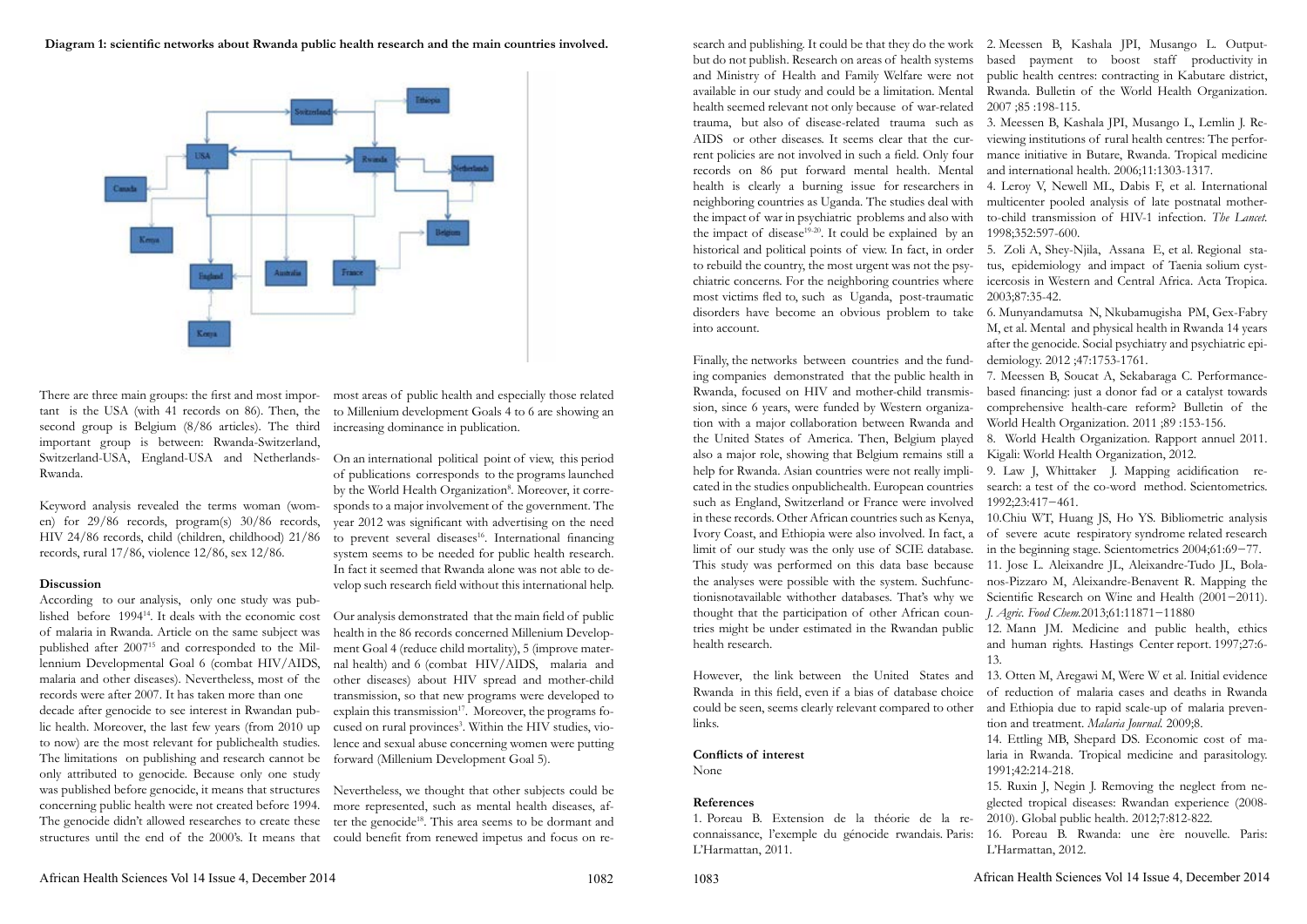**Diagram 1: scientific networks about Rwanda public health research and the main countries involved.**

There are three main groups: the first and most important is the USA (with 41 records on 86). Then, the second group is Belgium (8/86 articles). The third important group is between: Rwanda-Switzerland, Switzerland-USA, England-USA and Netherlands-Rwanda.

Keyword analysis revealed the terms woman (women) for 29/86 records, program(s) 30/86 records, HIV 24/86 records, child (children, childhood) 21/86 records, rural 17/86, violence 12/86, sex 12/86.

### Discussion

According to our analysis, only one study was published before 1994[14]. It deals with the economic cost of malaria in Rwanda. Article on the same subject was published after 2007[15] and corresponded to the Millennium Developmental Goal 6 (combat HIV/AIDS, malaria and other diseases). Nevertheless, most of the records were after 2007. It has taken more than one decade after genocide to see interest in Rwandan public health. Moreover, the last few years (from 2010 up to now) are the most relevant for publichealth studies. The limitations on publishing and research cannot be only attributed to genocide. Because only one study was published before genocide, it means that structures concerning public health were not created before 1994. The genocide didn't allowed researches to create these structures until the end of the 2000's. It means that most areas of public health and especially those related to Millenium development Goals 4 to 6 are showing an increasing dominance in publication.

On an international political point of view, this period of publications corresponds to the programs launched by the World Health Organization[8]. Moreover, it corresponds to a major involvement of the government. The year 2012 was significant with advertising on the need to prevent several diseases[16]. International financing system seems to be needed for public health research. In fact it seemed that Rwanda alone was not able to develop such research field without this international help.

Our analysis demonstrated that the main field of public health in the 86 records concerned Millenium Development Goal 4 (reduce child mortality), 5 (improve maternal health) and 6 (combat HIV/AIDS, malaria and other diseases) about HIV spread and mother-child transmission, so that new programs were developed to explain this transmission[17]. Moreover, the programs focused on rural provinces[3]. Within the HIV studies, violence and sexual abuse concerning women were putting forward (Millenium Development Goal 5).

Nevertheless, we thought that other subjects could be more represented, such as mental health diseases, after the genocide[18]. This area seems to be dormant and could benefit from renewed impetus and focus on research and publishing. It could be that they do the work but do not publish. Research on areas of health systems and Ministry of Health and Family Welfare were not available in our study and could be a limitation. Mental health seemed relevant not only because of war-related trauma, but also of disease-related trauma such as AIDS or other diseases. It seems clear that the current policies are not involved in such a field. Only four records on 86 put forward mental health. Mental health is clearly a burning issue for researchers in neighboring countries as Uganda. The studies deal with the impact of war in psychiatric problems and also with the impact of disease[19-20]. It could be explained by an historical and political points of view. In fact, in order to rebuild the country, the most urgent was not the psychiatric concerns. For the neighboring countries where most victims fled to, such as Uganda, post-traumatic disorders have become an obvious problem to take into account.

Finally, the networks between countries and the funding companies demonstrated that the public health in Rwanda, focused on HIV and mother-child transmission, since 6 years, were funded by Western organization with a major collaboration between Rwanda and the United States of America. Then, Belgium played also a major role, showing that Belgium remains still a help for Rwanda. Asian countries were not really implicated in the studies onpublichealth. European countries such as England, Switzerland or France were involved in these records. Other African countries such as Kenya, Ivory Coast, and Ethiopia were also involved. In fact, a limit of our study was the only use of SCIE database. This study was performed on this data base because the analyses were possible with the system. Suchfunctionisnotavailable withother databases. That's why we thought that the participation of other African countries might be under estimated in the Rwandan public health research.

However, the link between the United States and Rwanda in this field, even if a bias of database choice could be seen, seems clearly relevant compared to other links.

### Conflicts of interest

None

### References

1. Poreau B. Extension de la théorie de la reconnaissance, l'exemple du génocide rwandais. Paris: L'Harmattan, 2011.
2. Meessen B, Kashala JPI, Musango L. Output-based payment to boost staff productivity in public health centres: contracting in Kabutare district, Rwanda. Bulletin of the World Health Organization. 2007 ;85 :198-115.
3. Meessen B, Kashala JPI, Musango L, Lemlin J. Reviewing institutions of rural health centres: The performance initiative in Butare, Rwanda. Tropical medicine and international health. 2006;11:1303-1317.
4. Leroy V, Newell ML, Dabis F, et al. International multicenter pooled analysis of late postnatal mother-to-child transmission of HIV-1 infection. *The Lancet*. 1998;352:597-600.
5. Zoli A, Shey-Njila, Assana E, et al. Regional status, epidemiology and impact of Taenia solium cysticercosis in Western and Central Africa. Acta Tropica. 2003;87:35-42.
6. Munyandamutsa N, Nkubamugisha PM, Gex-Fabry M, et al. Mental and physical health in Rwanda 14 years after the genocide. Social psychiatry and psychiatric epidemiology. 2012 ;47:1753-1761.
7. Meessen B, Soucat A, Sekabaraga C. Performance-based financing: just a donor fad or a catalyst towards comprehensive health-care reform? Bulletin of the World Health Organization. 2011 ;89 :153-156.
8. World Health Organization. Rapport annuel 2011. Kigali: World Health Organization, 2012.
9. Law J, Whittaker J. Mapping acidification research: a test of the co-word method. Scientometrics. 1992;23:417−461.
10. Chiu WT, Huang JS, Ho YS. Bibliometric analysis of severe acute respiratory syndrome related research in the beginning stage. Scientometrics 2004;61:69−77.
11. Jose L. Aleixandre JL, Aleixandre-Tudo JL, Bolanos-Pizzaro M, Aleixandre-Benavent R. Mapping the Scientific Research on Wine and Health (2001−2011). *J. Agric. Food Chem.*2013;61:11871−11880
12. Mann JM. Medicine and public health, ethics and human rights. Hastings Center report. 1997;27:6-13.
13. Otten M, Aregawi M, Were W et al. Initial evidence of reduction of malaria cases and deaths in Rwanda and Ethiopia due to rapid scale-up of malaria prevention and treatment. *Malaria Journal.* 2009;8.
14. Ettling MB, Shepard DS. Economic cost of malaria in Rwanda. Tropical medicine and parasitology. 1991;42:214-218.
15. Ruxin J, Negin J. Removing the neglect from neglected tropical diseases: Rwandan experience (2008-2010). Global public health. 2012;7:812-822.
16. Poreau B. Rwanda: une ère nouvelle. Paris: L'Harmattan, 2012.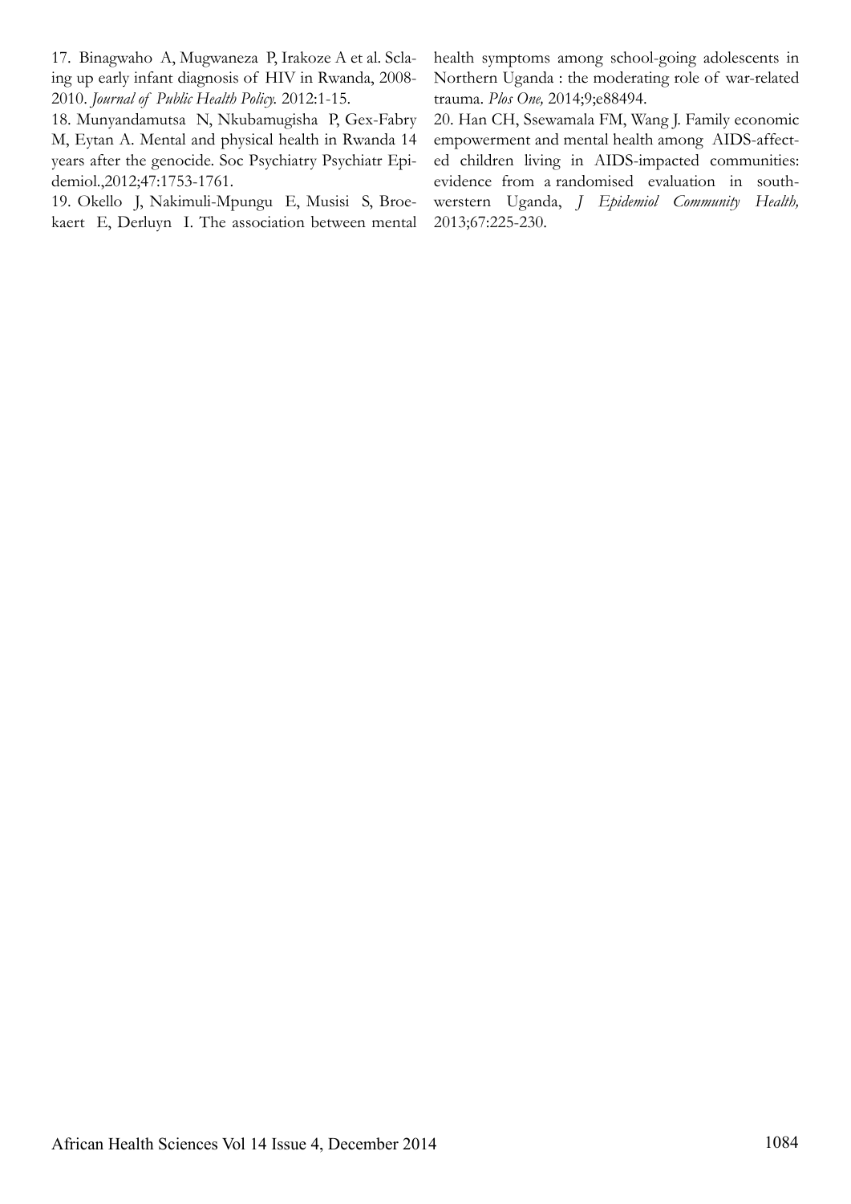17. Binagwaho A, Mugwaneza P, Irakoze A et al. Scaling up early infant diagnosis of HIV in Rwanda, 2008-2010. *Journal of Public Health Policy.* 2012:1-15.

18. Munyandamutsa N, Nkubamugisha P, Gex-Fabry M, Eytan A. Mental and physical health in Rwanda 14 years after the genocide. Soc Psychiatry Psychiatr Epidemiol.,2012;47:1753-1761.

19. Okello J, Nakimuli-Mpungu E, Musisi S, Broekaert E, Derluyn I. The association between mental health symptoms among school-going adolescents in Northern Uganda : the moderating role of war-related trauma. *Plos One,* 2014;9;e88494.

20. Han CH, Ssewamala FM, Wang J. Family economic empowerment and mental health among AIDS-affected children living in AIDS-impacted communities: evidence from a randomised evaluation in southwerstern Uganda, *J Epidemiol Community Health,* 2013;67:225-230.